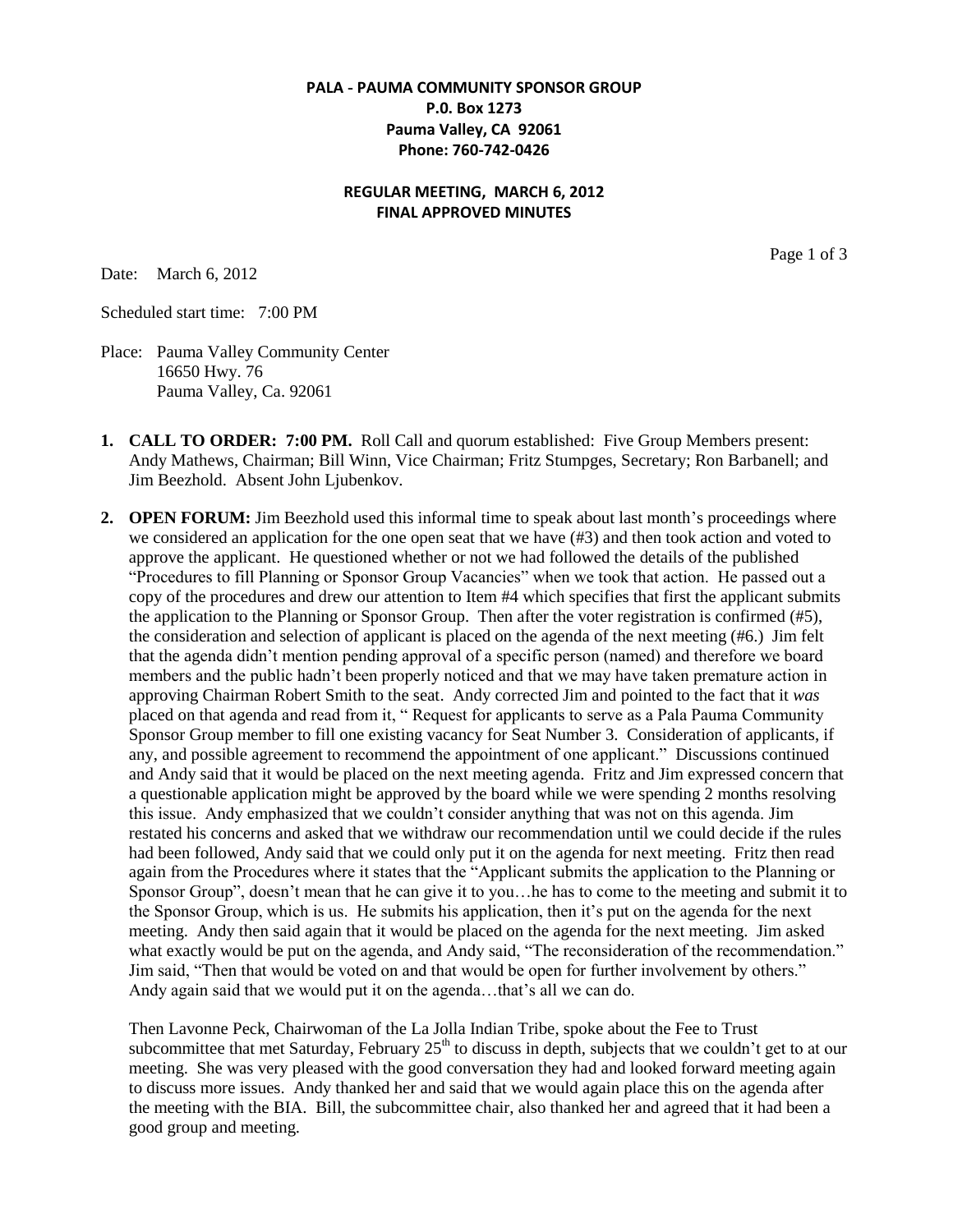**PALA - PAUMA COMMUNITY SPONSOR GROUP**
**P.0. Box 1273**
**Pauma Valley, CA 92061**
**Phone: 760-742-0426**

**REGULAR MEETING, MARCH 6, 2012**
**FINAL APPROVED MINUTES**

Date: March 6, 2012

Scheduled start time: 7:00 PM

Place: Pauma Valley Community Center
16650 Hwy. 76
Pauma Valley, Ca. 92061

1. **CALL TO ORDER: 7:00 PM.** Roll Call and quorum established: Five Group Members present: Andy Mathews, Chairman; Bill Winn, Vice Chairman; Fritz Stumpges, Secretary; Ron Barbanell; and Jim Beezhold. Absent John Ljubenkov.

2. **OPEN FORUM:** Jim Beezhold used this informal time to speak about last month's proceedings where we considered an application for the one open seat that we have (#3) and then took action and voted to approve the applicant. He questioned whether or not we had followed the details of the published "Procedures to fill Planning or Sponsor Group Vacancies" when we took that action. He passed out a copy of the procedures and drew our attention to Item #4 which specifies that first the applicant submits the application to the Planning or Sponsor Group. Then after the voter registration is confirmed (#5), the consideration and selection of applicant is placed on the agenda of the next meeting (#6.) Jim felt that the agenda didn't mention pending approval of a specific person (named) and therefore we board members and the public hadn't been properly noticed and that we may have taken premature action in approving Chairman Robert Smith to the seat. Andy corrected Jim and pointed to the fact that it *was* placed on that agenda and read from it, " Request for applicants to serve as a Pala Pauma Community Sponsor Group member to fill one existing vacancy for Seat Number 3. Consideration of applicants, if any, and possible agreement to recommend the appointment of one applicant." Discussions continued and Andy said that it would be placed on the next meeting agenda. Fritz and Jim expressed concern that a questionable application might be approved by the board while we were spending 2 months resolving this issue. Andy emphasized that we couldn't consider anything that was not on this agenda. Jim restated his concerns and asked that we withdraw our recommendation until we could decide if the rules had been followed, Andy said that we could only put it on the agenda for next meeting. Fritz then read again from the Procedures where it states that the "Applicant submits the application to the Planning or Sponsor Group", doesn't mean that he can give it to you…he has to come to the meeting and submit it to the Sponsor Group, which is us. He submits his application, then it's put on the agenda for the next meeting. Andy then said again that it would be placed on the agenda for the next meeting. Jim asked what exactly would be put on the agenda, and Andy said, "The reconsideration of the recommendation." Jim said, "Then that would be voted on and that would be open for further involvement by others." Andy again said that we would put it on the agenda…that's all we can do.

   Then Lavonne Peck, Chairwoman of the La Jolla Indian Tribe, spoke about the Fee to Trust subcommittee that met Saturday, February 25th to discuss in depth, subjects that we couldn't get to at our meeting. She was very pleased with the good conversation they had and looked forward meeting again to discuss more issues. Andy thanked her and said that we would again place this on the agenda after the meeting with the BIA. Bill, the subcommittee chair, also thanked her and agreed that it had been a good group and meeting.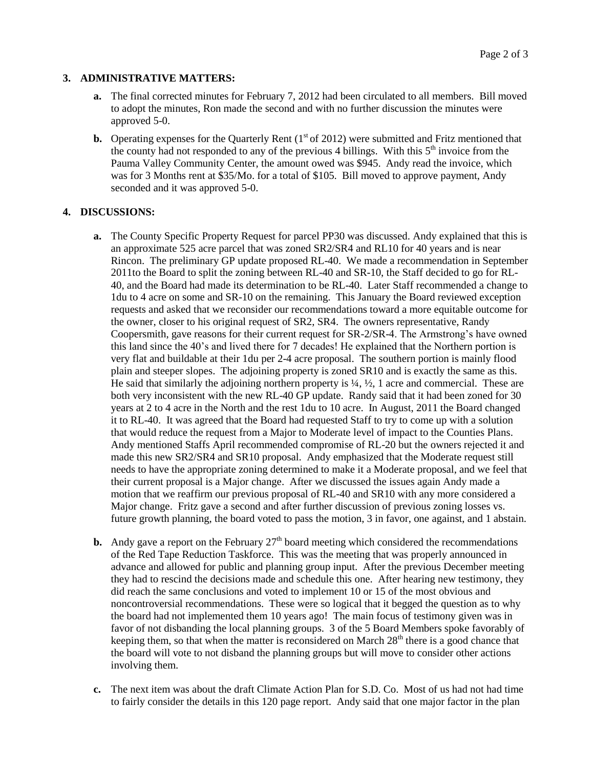## 3. ADMINISTRATIVE MATTERS:

**a.** The final corrected minutes for February 7, 2012 had been circulated to all members. Bill moved to adopt the minutes, Ron made the second and with no further discussion the minutes were approved 5-0.

**b.** Operating expenses for the Quarterly Rent (1st of 2012) were submitted and Fritz mentioned that the county had not responded to any of the previous 4 billings. With this 5th invoice from the Pauma Valley Community Center, the amount owed was $945. Andy read the invoice, which was for 3 Months rent at $35/Mo. for a total of $105. Bill moved to approve payment, Andy seconded and it was approved 5-0.

## 4. DISCUSSIONS:

**a.** The County Specific Property Request for parcel PP30 was discussed. Andy explained that this is an approximate 525 acre parcel that was zoned SR2/SR4 and RL10 for 40 years and is near Rincon. The preliminary GP update proposed RL-40. We made a recommendation in September 2011to the Board to split the zoning between RL-40 and SR-10, the Staff decided to go for RL-40, and the Board had made its determination to be RL-40. Later Staff recommended a change to 1du to 4 acre on some and SR-10 on the remaining. This January the Board reviewed exception requests and asked that we reconsider our recommendations toward a more equitable outcome for the owner, closer to his original request of SR2, SR4. The owners representative, Randy Coopersmith, gave reasons for their current request for SR-2/SR-4. The Armstrong's have owned this land since the 40's and lived there for 7 decades! He explained that the Northern portion is very flat and buildable at their 1du per 2-4 acre proposal. The southern portion is mainly flood plain and steeper slopes. The adjoining property is zoned SR10 and is exactly the same as this. He said that similarly the adjoining northern property is ¼, ½, 1 acre and commercial. These are both very inconsistent with the new RL-40 GP update. Randy said that it had been zoned for 30 years at 2 to 4 acre in the North and the rest 1du to 10 acre. In August, 2011 the Board changed it to RL-40. It was agreed that the Board had requested Staff to try to come up with a solution that would reduce the request from a Major to Moderate level of impact to the Counties Plans. Andy mentioned Staffs April recommended compromise of RL-20 but the owners rejected it and made this new SR2/SR4 and SR10 proposal. Andy emphasized that the Moderate request still needs to have the appropriate zoning determined to make it a Moderate proposal, and we feel that their current proposal is a Major change. After we discussed the issues again Andy made a motion that we reaffirm our previous proposal of RL-40 and SR10 with any more considered a Major change. Fritz gave a second and after further discussion of previous zoning losses vs. future growth planning, the board voted to pass the motion, 3 in favor, one against, and 1 abstain.

**b.** Andy gave a report on the February 27th board meeting which considered the recommendations of the Red Tape Reduction Taskforce. This was the meeting that was properly announced in advance and allowed for public and planning group input. After the previous December meeting they had to rescind the decisions made and schedule this one. After hearing new testimony, they did reach the same conclusions and voted to implement 10 or 15 of the most obvious and noncontroversial recommendations. These were so logical that it begged the question as to why the board had not implemented them 10 years ago! The main focus of testimony given was in favor of not disbanding the local planning groups. 3 of the 5 Board Members spoke favorably of keeping them, so that when the matter is reconsidered on March 28th there is a good chance that the board will vote to not disband the planning groups but will move to consider other actions involving them.

**c.** The next item was about the draft Climate Action Plan for S.D. Co. Most of us had not had time to fairly consider the details in this 120 page report. Andy said that one major factor in the plan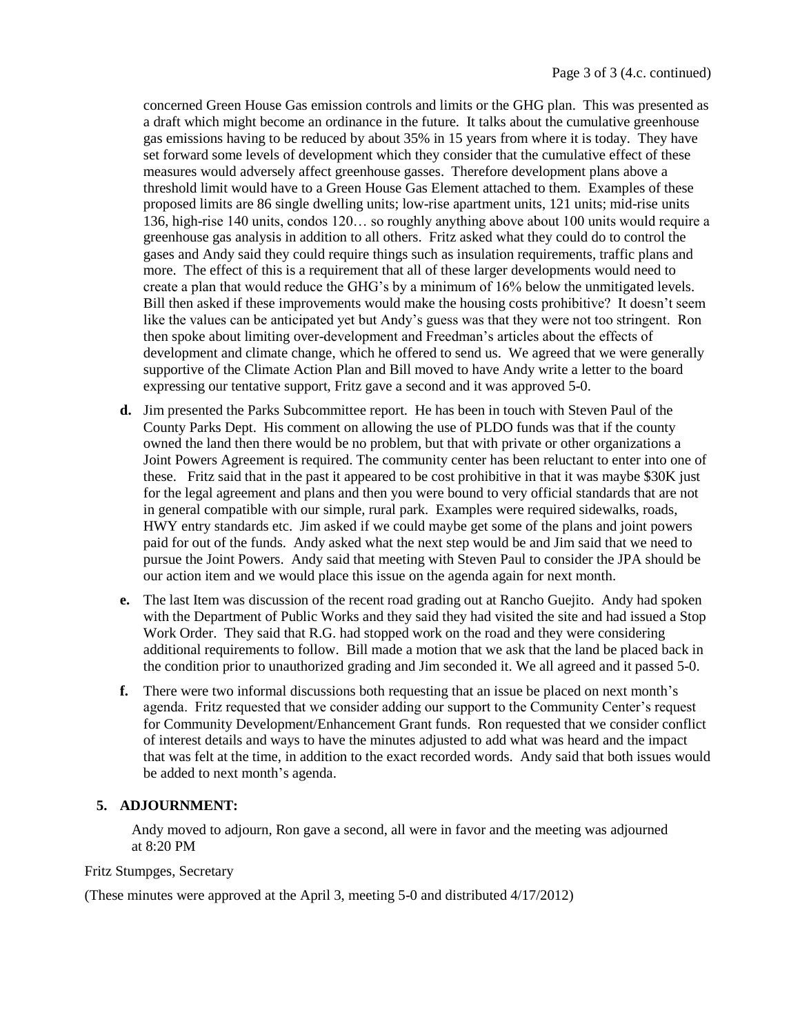concerned Green House Gas emission controls and limits or the GHG plan. This was presented as a draft which might become an ordinance in the future. It talks about the cumulative greenhouse gas emissions having to be reduced by about 35% in 15 years from where it is today. They have set forward some levels of development which they consider that the cumulative effect of these measures would adversely affect greenhouse gasses. Therefore development plans above a threshold limit would have to a Green House Gas Element attached to them. Examples of these proposed limits are 86 single dwelling units; low-rise apartment units, 121 units; mid-rise units 136, high-rise 140 units, condos 120… so roughly anything above about 100 units would require a greenhouse gas analysis in addition to all others. Fritz asked what they could do to control the gases and Andy said they could require things such as insulation requirements, traffic plans and more. The effect of this is a requirement that all of these larger developments would need to create a plan that would reduce the GHG's by a minimum of 16% below the unmitigated levels. Bill then asked if these improvements would make the housing costs prohibitive? It doesn't seem like the values can be anticipated yet but Andy's guess was that they were not too stringent. Ron then spoke about limiting over-development and Freedman's articles about the effects of development and climate change, which he offered to send us. We agreed that we were generally supportive of the Climate Action Plan and Bill moved to have Andy write a letter to the board expressing our tentative support, Fritz gave a second and it was approved 5-0.

- **d.** Jim presented the Parks Subcommittee report. He has been in touch with Steven Paul of the County Parks Dept. His comment on allowing the use of PLDO funds was that if the county owned the land then there would be no problem, but that with private or other organizations a Joint Powers Agreement is required. The community center has been reluctant to enter into one of these. Fritz said that in the past it appeared to be cost prohibitive in that it was maybe $30K just for the legal agreement and plans and then you were bound to very official standards that are not in general compatible with our simple, rural park. Examples were required sidewalks, roads, HWY entry standards etc. Jim asked if we could maybe get some of the plans and joint powers paid for out of the funds. Andy asked what the next step would be and Jim said that we need to pursue the Joint Powers. Andy said that meeting with Steven Paul to consider the JPA should be our action item and we would place this issue on the agenda again for next month.

- **e.** The last Item was discussion of the recent road grading out at Rancho Guejito. Andy had spoken with the Department of Public Works and they said they had visited the site and had issued a Stop Work Order. They said that R.G. had stopped work on the road and they were considering additional requirements to follow. Bill made a motion that we ask that the land be placed back in the condition prior to unauthorized grading and Jim seconded it. We all agreed and it passed 5-0.

- **f.** There were two informal discussions both requesting that an issue be placed on next month's agenda. Fritz requested that we consider adding our support to the Community Center's request for Community Development/Enhancement Grant funds. Ron requested that we consider conflict of interest details and ways to have the minutes adjusted to add what was heard and the impact that was felt at the time, in addition to the exact recorded words. Andy said that both issues would be added to next month's agenda.

## 5. ADJOURNMENT:

Andy moved to adjourn, Ron gave a second, all were in favor and the meeting was adjourned at 8:20 PM

Fritz Stumpges, Secretary

(These minutes were approved at the April 3, meeting 5-0 and distributed 4/17/2012)